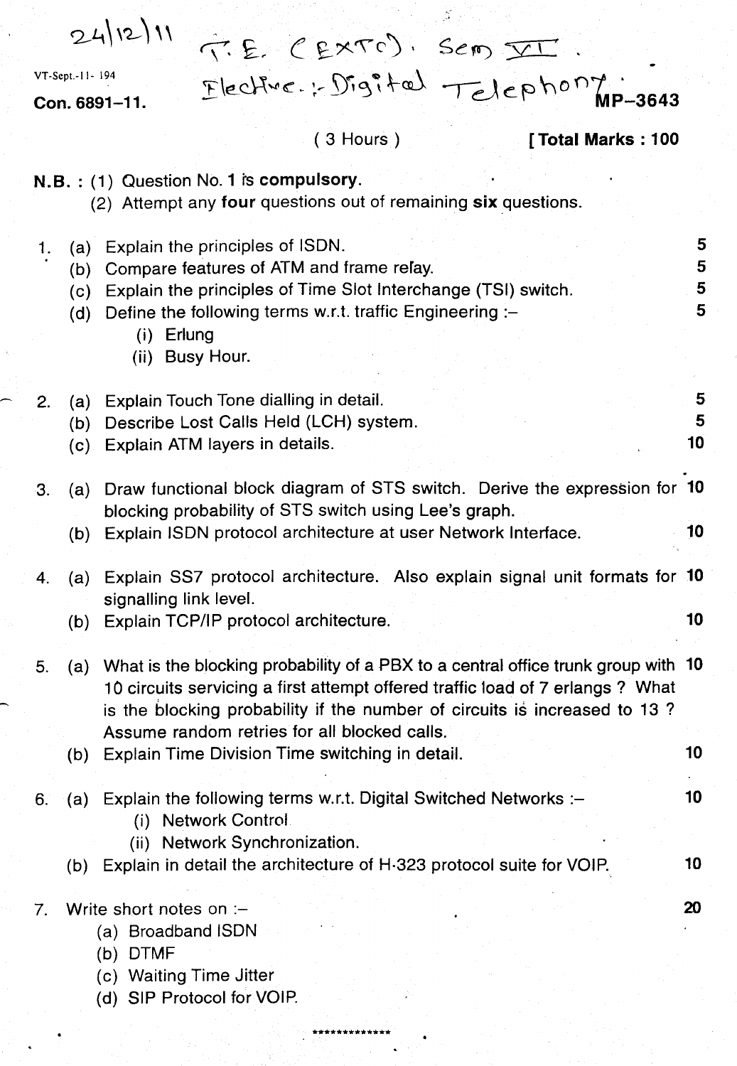24/12/11 T.E. (EXTC). Sem VI.
Elective :- Digital Telephony.

VT-Sept.-11- 194

**Con. 6891-11.** **MP-3643**

( 3 Hours ) **[ Total Marks : 100**

**N.B. :** (1) Question No. 1 is **compulsory**.
(2) Attempt any **four** questions out of remaining **six** questions.

1. (a) Explain the principles of ISDN. **5**
   (b) Compare features of ATM and frame relay. **5**
   (c) Explain the principles of Time Slot Interchange (TSI) switch. **5**
   (d) Define the following terms w.r.t. traffic Engineering :– **5**
      (i) Erlung
      (ii) Busy Hour.

2. (a) Explain Touch Tone dialling in detail. **5**
   (b) Describe Lost Calls Held (LCH) system. **5**
   (c) Explain ATM layers in details. **10**

3. (a) Draw functional block diagram of STS switch. Derive the expression for blocking probability of STS switch using Lee's graph. **10**
   (b) Explain ISDN protocol architecture at user Network Interface. **10**

4. (a) Explain SS7 protocol architecture. Also explain signal unit formats for signalling link level. **10**
   (b) Explain TCP/IP protocol architecture. **10**

5. (a) What is the blocking probability of a PBX to a central office trunk group with 10 circuits servicing a first attempt offered traffic load of 7 erlangs ? What is the blocking probability if the number of circuits is increased to 13 ? Assume random retries for all blocked calls. **10**
   (b) Explain Time Division Time switching in detail. **10**

6. (a) Explain the following terms w.r.t. Digital Switched Networks :– **10**
      (i) Network Control
      (ii) Network Synchronization.
   (b) Explain in detail the architecture of H·323 protocol suite for VOIP. **10**

7. Write short notes on :– **20**
   (a) Broadband ISDN
   (b) DTMF
   (c) Waiting Time Jitter
   (d) SIP Protocol for VOIP.

\*\*\*\*\*\*\*\*\*\*\*\*\*\*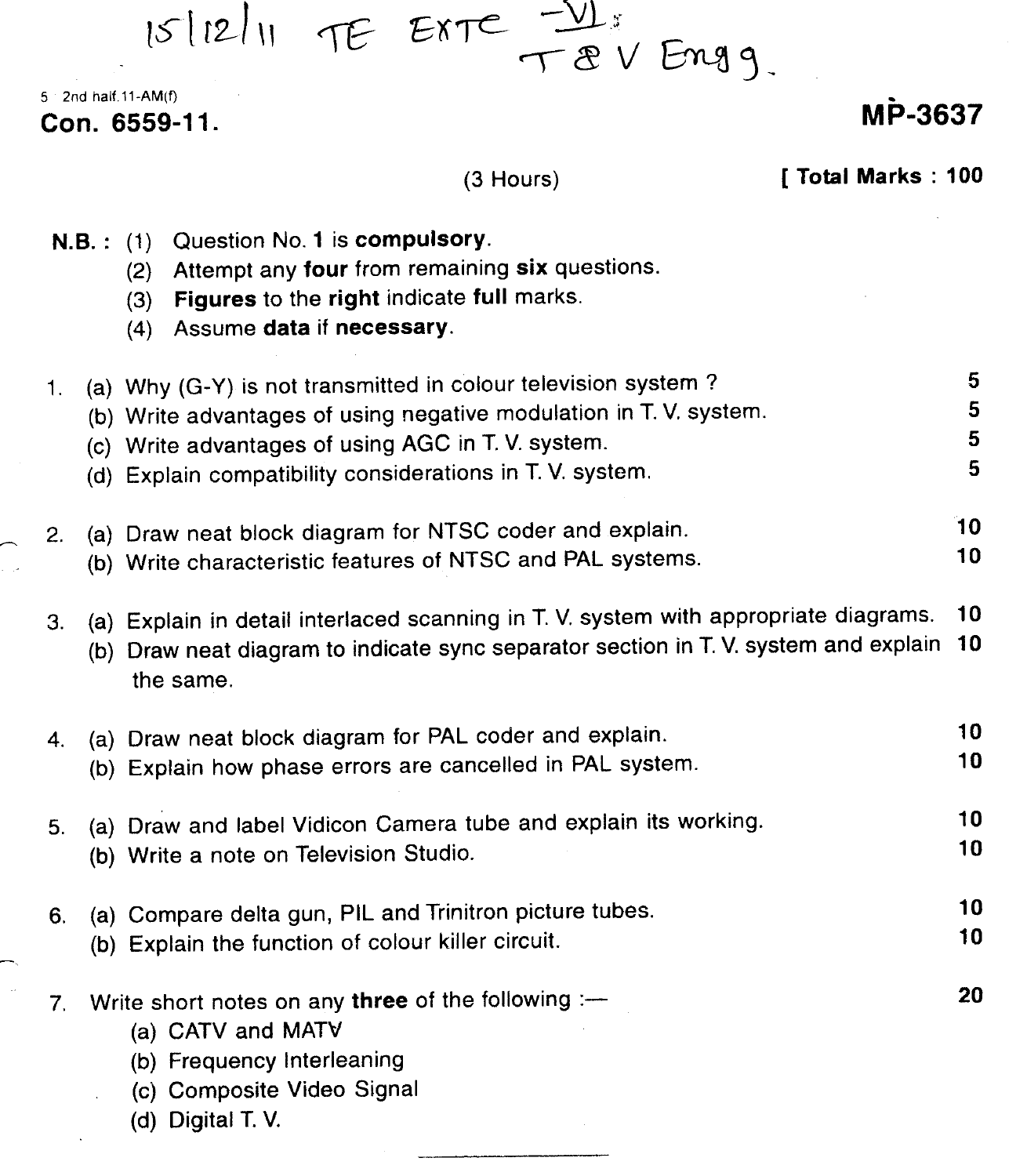15/12/11 TE EXTC -VI
T & V Engg.

5 2nd half.11-AM(f)

**Con. 6559-11.**

**MP-3637**

(3 Hours)

**[ Total Marks : 100**

**N.B. :** (1) Question No. **1** is **compulsory**.
(2) Attempt any **four** from remaining **six** questions.
(3) **Figures** to the **right** indicate **full** marks.
(4) Assume **data** if **necessary**.

1. (a) Why (G-Y) is not transmitted in colour television system ? — 5
   (b) Write advantages of using negative modulation in T. V. system. — 5
   (c) Write advantages of using AGC in T. V. system. — 5
   (d) Explain compatibility considerations in T. V. system. — 5

2. (a) Draw neat block diagram for NTSC coder and explain. — 10
   (b) Write characteristic features of NTSC and PAL systems. — 10

3. (a) Explain in detail interlaced scanning in T. V. system with appropriate diagrams. — 10
   (b) Draw neat diagram to indicate sync separator section in T. V. system and explain the same. — 10

4. (a) Draw neat block diagram for PAL coder and explain. — 10
   (b) Explain how phase errors are cancelled in PAL system. — 10

5. (a) Draw and label Vidicon Camera tube and explain its working. — 10
   (b) Write a note on Television Studio. — 10

6. (a) Compare delta gun, PIL and Trinitron picture tubes. — 10
   (b) Explain the function of colour killer circuit. — 10

7. Write short notes on any **three** of the following :— — 20
   (a) CATV and MATV
   (b) Frequency Interleaning
   (c) Composite Video Signal
   (d) Digital T. V.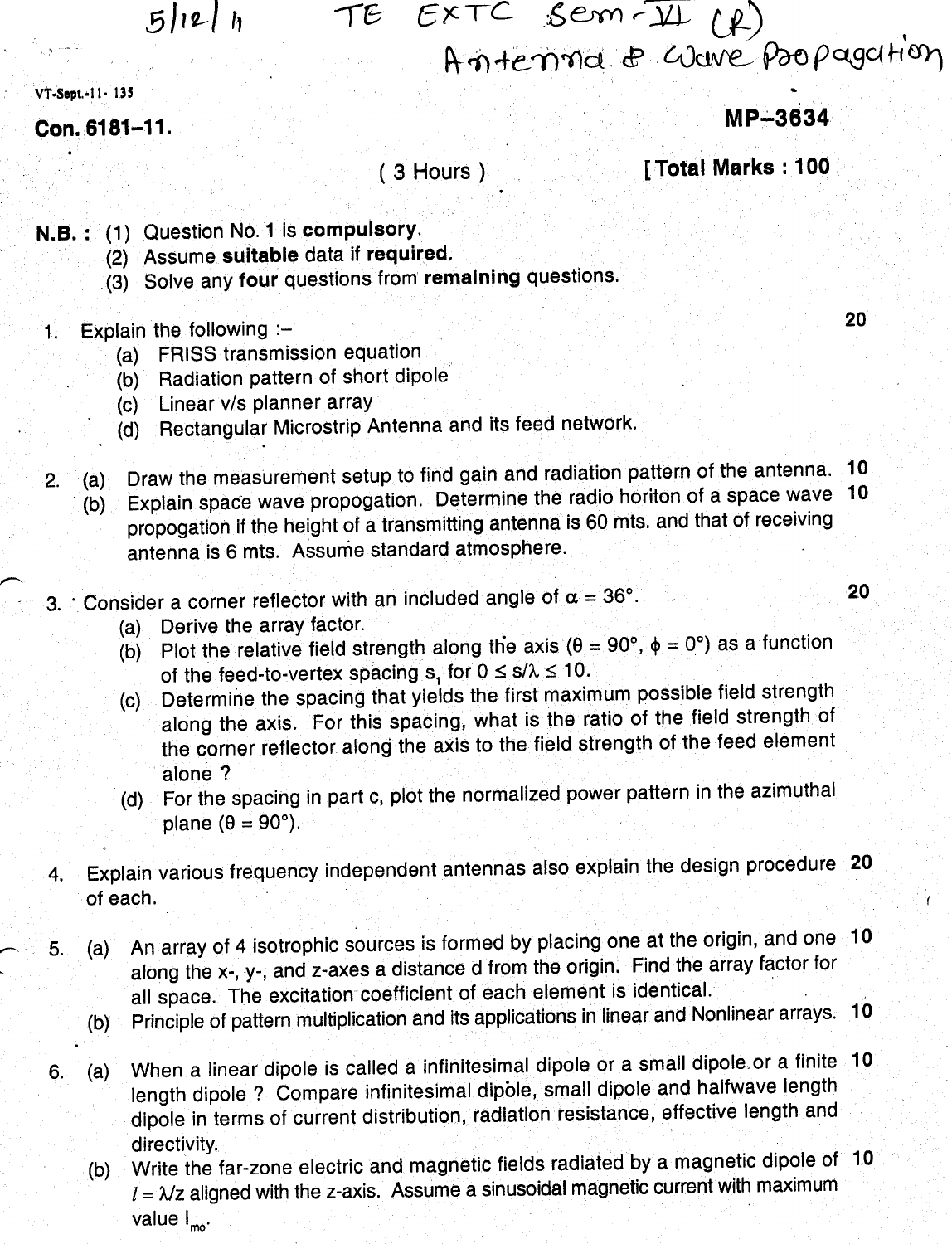5/12/11 TE EXTC Sem-VI (R)
Antenna & Wave Propagation

VT-Sept.-11- 135

**Con. 6181–11.** **MP–3634**

( 3 Hours ) **[ Total Marks : 100**

**N.B. :** (1) Question No. **1** is **compulsory**.
(2) Assume **suitable** data if **required**.
(3) Solve any **four** questions from **remaining** questions.

1. Explain the following :– **20**
   (a) FRISS transmission equation
   (b) Radiation pattern of short dipole
   (c) Linear v/s planner array
   (d) Rectangular Microstrip Antenna and its feed network.

2. (a) Draw the measurement setup to find gain and radiation pattern of the antenna. **10**
   (b) Explain space wave propogation. Determine the radio horiton of a space wave propogation if the height of a transmitting antenna is 60 mts. and that of receiving antenna is 6 mts. Assume standard atmosphere. **10**

3. Consider a corner reflector with an included angle of $\alpha = 36°$. **20**
   (a) Derive the array factor.
   (b) Plot the relative field strength along the axis ($\theta = 90°$, $\phi = 0°$) as a function of the feed-to-vertex spacing $s_1$ for $0 \le s/\lambda \le 10$.
   (c) Determine the spacing that yields the first maximum possible field strength along the axis. For this spacing, what is the ratio of the field strength of the corner reflector along the axis to the field strength of the feed element alone ?
   (d) For the spacing in part c, plot the normalized power pattern in the azimuthal plane ($\theta = 90°$).

4. Explain various frequency independent antennas also explain the design procedure of each. **20**

5. (a) An array of 4 isotrophic sources is formed by placing one at the origin, and one along the x-, y-, and z-axes a distance d from the origin. Find the array factor for all space. The excitation coefficient of each element is identical. **10**
   (b) Principle of pattern multiplication and its applications in linear and Nonlinear arrays. **10**

6. (a) When a linear dipole is called a infinitesimal dipole or a small dipole or a finite length dipole ? Compare infinitesimal dipole, small dipole and halfwave length dipole in terms of current distribution, radiation resistance, effective length and directivity. **10**
   (b) Write the far-zone electric and magnetic fields radiated by a magnetic dipole of $l = \lambda/z$ aligned with the z-axis. Assume a sinusoidal magnetic current with maximum value $I_{mo}$. **10**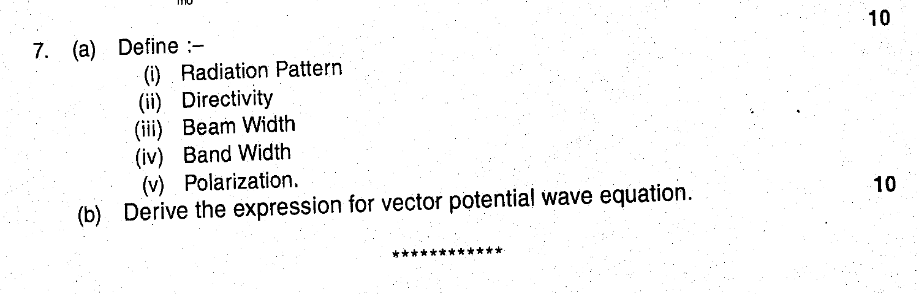10

7. (a) Define :–
   - (i) Radiation Pattern
   - (ii) Directivity
   - (iii) Beam Width
   - (iv) Band Width
   - (v) Polarization.

   10

   (b) Derive the expression for vector potential wave equation.

*************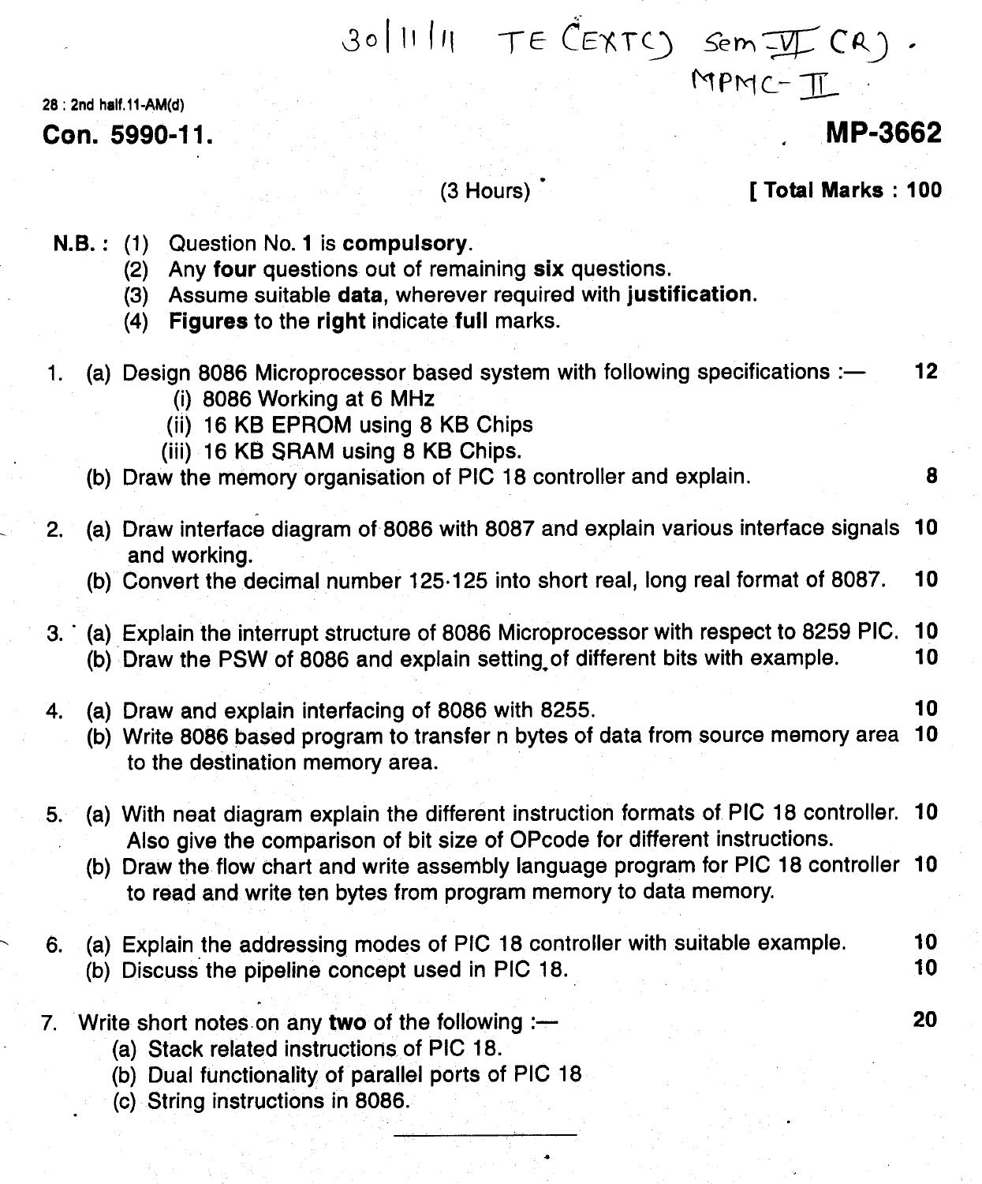30/11/11 TE (EXTC) Sem VI (R). MPMC-II

28 : 2nd half.11-AM(d)

**Con. 5990-11.** **MP-3662**

(3 Hours) **[ Total Marks : 100**

**N.B. :** (1) Question No. **1** is **compulsory**.
(2) Any **four** questions out of remaining **six** questions.
(3) Assume suitable **data**, wherever required with **justification**.
(4) **Figures** to the **right** indicate **full** marks.

1. (a) Design 8086 Microprocessor based system with following specifications :— **12**
   (i) 8086 Working at 6 MHz
   (ii) 16 KB EPROM using 8 KB Chips
   (iii) 16 KB SRAM using 8 KB Chips.
   (b) Draw the memory organisation of PIC 18 controller and explain. **8**

2. (a) Draw interface diagram of 8086 with 8087 and explain various interface signals and working. **10**
   (b) Convert the decimal number 125·125 into short real, long real format of 8087. **10**

3. (a) Explain the interrupt structure of 8086 Microprocessor with respect to 8259 PIC. **10**
   (b) Draw the PSW of 8086 and explain setting of different bits with example. **10**

4. (a) Draw and explain interfacing of 8086 with 8255. **10**
   (b) Write 8086 based program to transfer n bytes of data from source memory area to the destination memory area. **10**

5. (a) With neat diagram explain the different instruction formats of PIC 18 controller. Also give the comparison of bit size of OPcode for different instructions. **10**
   (b) Draw the flow chart and write assembly language program for PIC 18 controller to read and write ten bytes from program memory to data memory. **10**

6. (a) Explain the addressing modes of PIC 18 controller with suitable example. **10**
   (b) Discuss the pipeline concept used in PIC 18. **10**

7. Write short notes on any **two** of the following :— **20**
   (a) Stack related instructions of PIC 18.
   (b) Dual functionality of parallel ports of PIC 18
   (c) String instructions in 8086.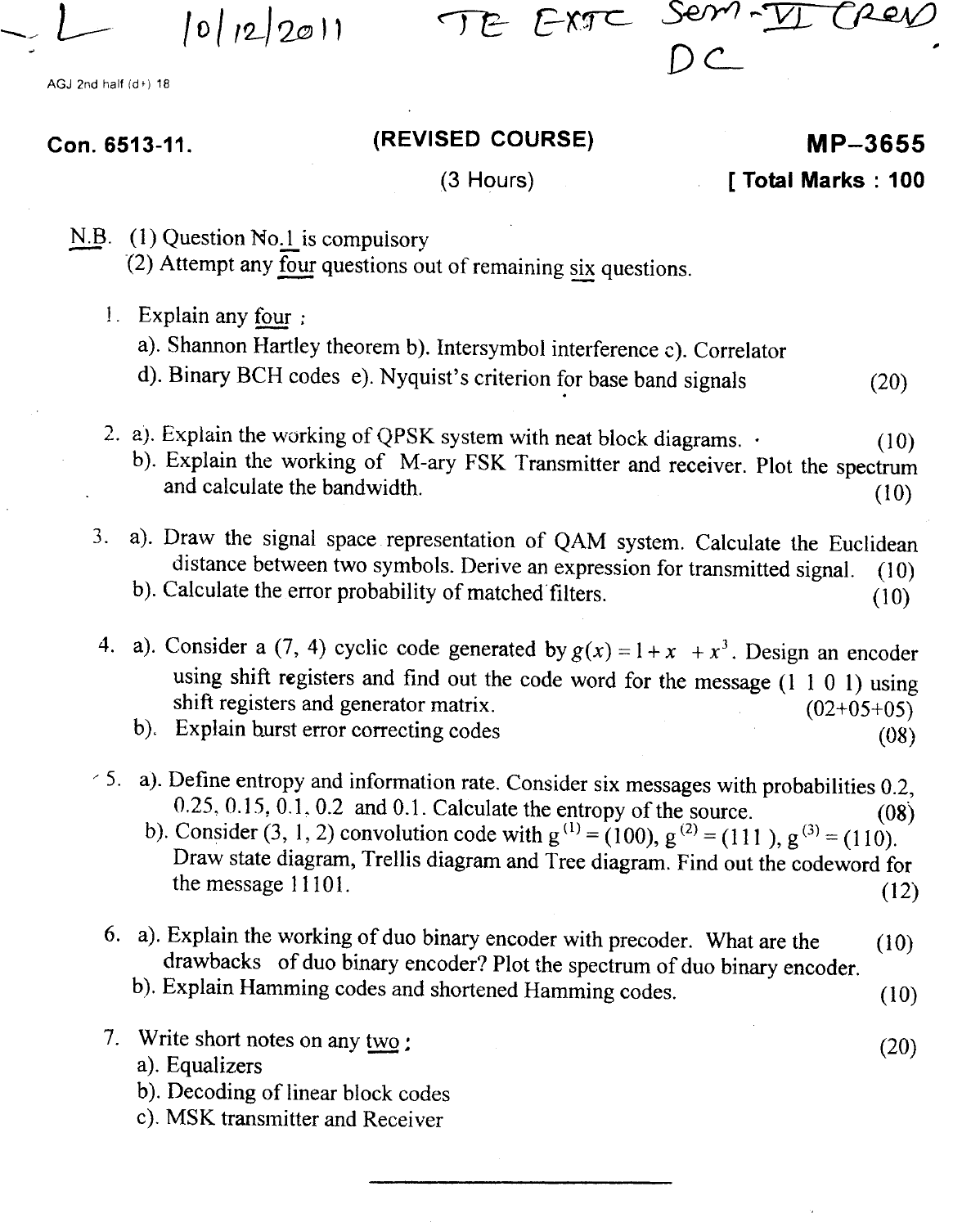L 10/12/2011 TE EXTC Sem-VI (Rev) DC

AGJ 2nd half (d+) 18

**Con. 6513-11.** **(REVISED COURSE)** **MP-3655**

(3 Hours) **[ Total Marks : 100**

N.B. (1) Question No.1 is compulsory
(2) Attempt any four questions out of remaining six questions.

1. Explain any four :
   a). Shannon Hartley theorem b). Intersymbol interference c). Correlator
   d). Binary BCH codes e). Nyquist's criterion for base band signals (20)

2. a). Explain the working of QPSK system with neat block diagrams. (10)
   b). Explain the working of M-ary FSK Transmitter and receiver. Plot the spectrum and calculate the bandwidth. (10)

3. a). Draw the signal space representation of QAM system. Calculate the Euclidean distance between two symbols. Derive an expression for transmitted signal. (10)
   b). Calculate the error probability of matched filters. (10)

4. a). Consider a (7, 4) cyclic code generated by $g(x) = 1 + x + x^3$. Design an encoder using shift registers and find out the code word for the message (1 1 0 1) using shift registers and generator matrix. (02+05+05)
   b). Explain burst error correcting codes (08)

5. a). Define entropy and information rate. Consider six messages with probabilities 0.2, 0.25, 0.15, 0.1, 0.2 and 0.1. Calculate the entropy of the source. (08)
   b). Consider (3, 1, 2) convolution code with $g^{(1)} = (100)$, $g^{(2)} = (111)$, $g^{(3)} = (110)$. Draw state diagram, Trellis diagram and Tree diagram. Find out the codeword for the message 11101. (12)

6. a). Explain the working of duo binary encoder with precoder. What are the drawbacks of duo binary encoder? Plot the spectrum of duo binary encoder. (10)
   b). Explain Hamming codes and shortened Hamming codes. (10)

7. Write short notes on any two : (20)
   a). Equalizers
   b). Decoding of linear block codes
   c). MSK transmitter and Receiver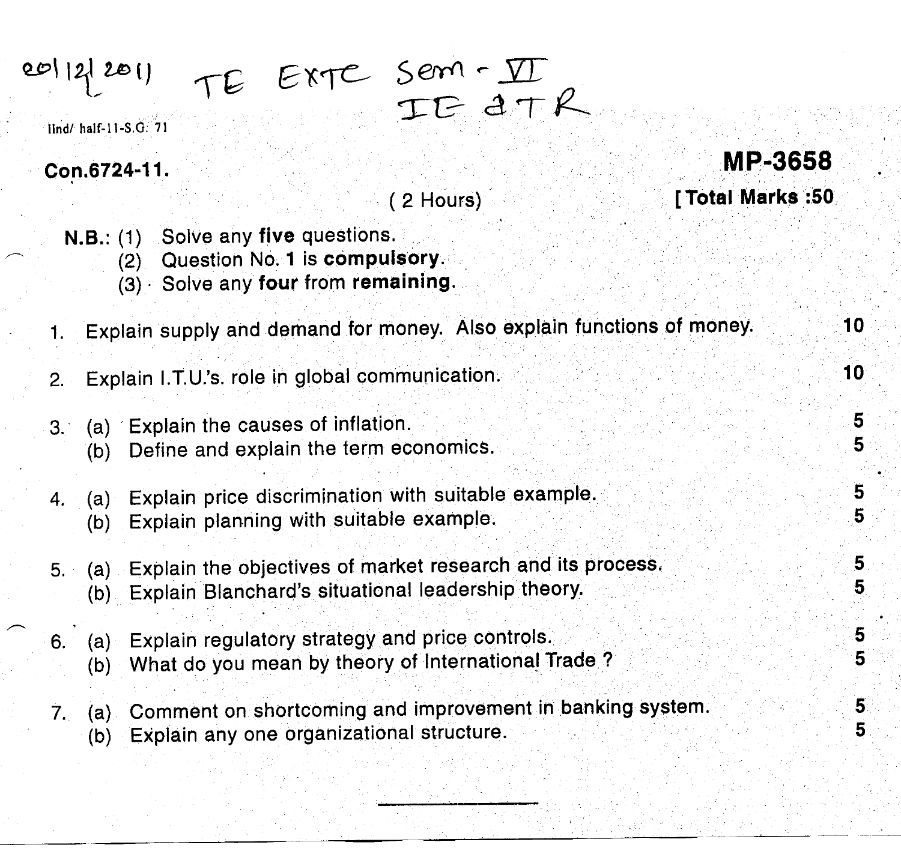20/12/2011 TE EXTC Sem - VI
IE & TR

IInd/ half-11-S.G. 71

**Con.6724-11.**

**MP-3658**

( 2 Hours)

**[ Total Marks :50**

N.B.: (1) Solve any **five** questions.
(2) Question No. **1** is **compulsory**.
(3) Solve any **four** from **remaining**.

1. Explain supply and demand for money. Also explain functions of money. **10**

2. Explain I.T.U.'s. role in global communication. **10**

3. (a) Explain the causes of inflation. **5**
   (b) Define and explain the term economics. **5**

4. (a) Explain price discrimination with suitable example. **5**
   (b) Explain planning with suitable example. **5**

5. (a) Explain the objectives of market research and its process. **5**
   (b) Explain Blanchard's situational leadership theory. **5**

6. (a) Explain regulatory strategy and price controls. **5**
   (b) What do you mean by theory of International Trade ? **5**

7. (a) Comment on shortcoming and improvement in banking system. **5**
   (b) Explain any one organizational structure. **5**

---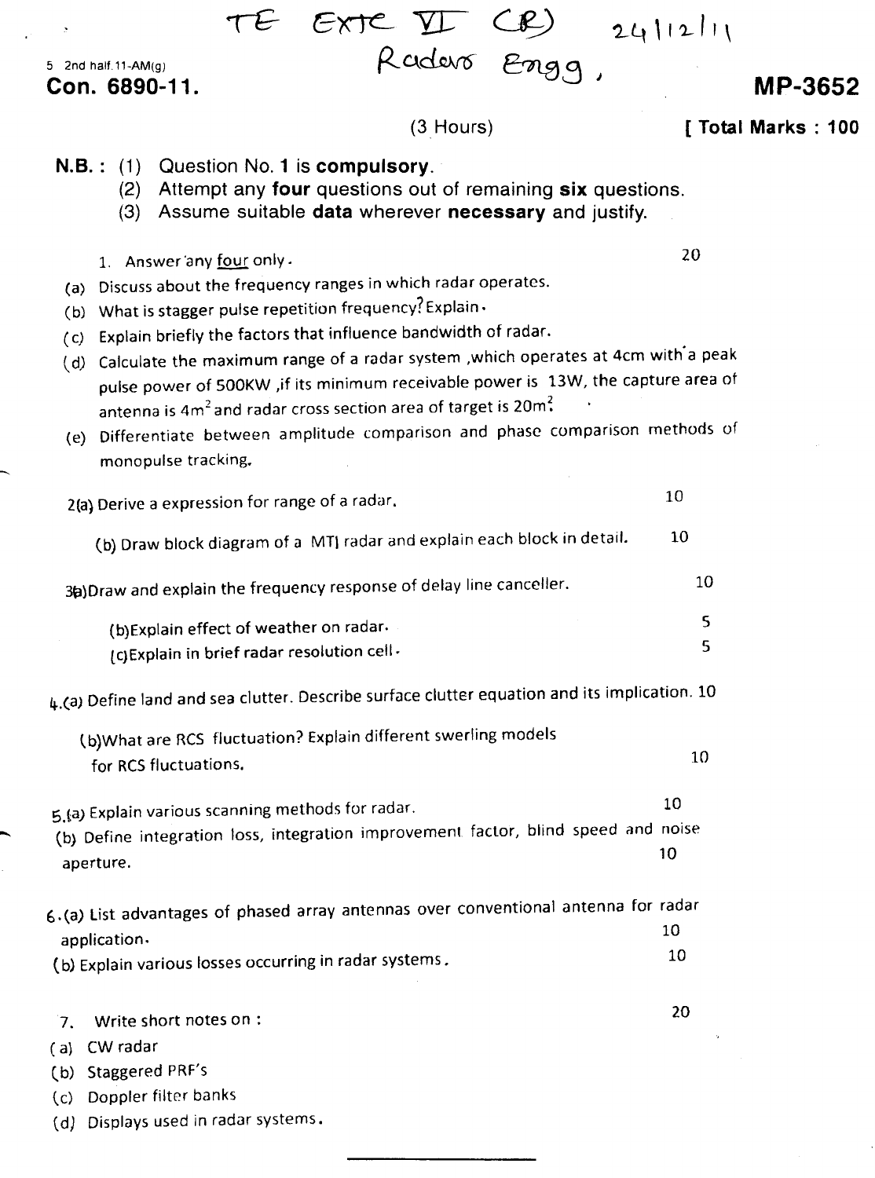TE EXTC VI (R) 24/12/11

Radar Engg.

5 2nd half.11-AM(g)

**Con. 6890-11.** **MP-3652**

(3 Hours) **[ Total Marks : 100**

**N.B. :** (1) Question No. **1** is **compulsory**.
(2) Attempt any **four** questions out of remaining **six** questions.
(3) Assume suitable **data** wherever **necessary** and justify.

1. Answer any <u>four</u> only. 20

(a) Discuss about the frequency ranges in which radar operates.

(b) What is stagger pulse repetition frequency? Explain.

(c) Explain briefly the factors that influence bandwidth of radar.

(d) Calculate the maximum range of a radar system, which operates at 4cm with a peak pulse power of 500KW, if its minimum receivable power is 13W, the capture area of antenna is $4m^2$ and radar cross section area of target is $20m^2$.

(e) Differentiate between amplitude comparison and phase comparison methods of monopulse tracking.

2.(a) Derive a expression for range of a radar. 10

(b) Draw block diagram of a MTI radar and explain each block in detail. 10

3.(a) Draw and explain the frequency response of delay line canceller. 10

(b) Explain effect of weather on radar. 5

(c) Explain in brief radar resolution cell. 5

4.(a) Define land and sea clutter. Describe surface clutter equation and its implication. 10

(b) What are RCS fluctuation? Explain different swerling models for RCS fluctuations. 10

5.(a) Explain various scanning methods for radar. 10

(b) Define integration loss, integration improvement factor, blind speed and noise aperture. 10

6.(a) List advantages of phased array antennas over conventional antenna for radar application. 10

(b) Explain various losses occurring in radar systems. 10

7. Write short notes on : 20

(a) CW radar

(b) Staggered PRF's

(c) Doppler filter banks

(d) Displays used in radar systems.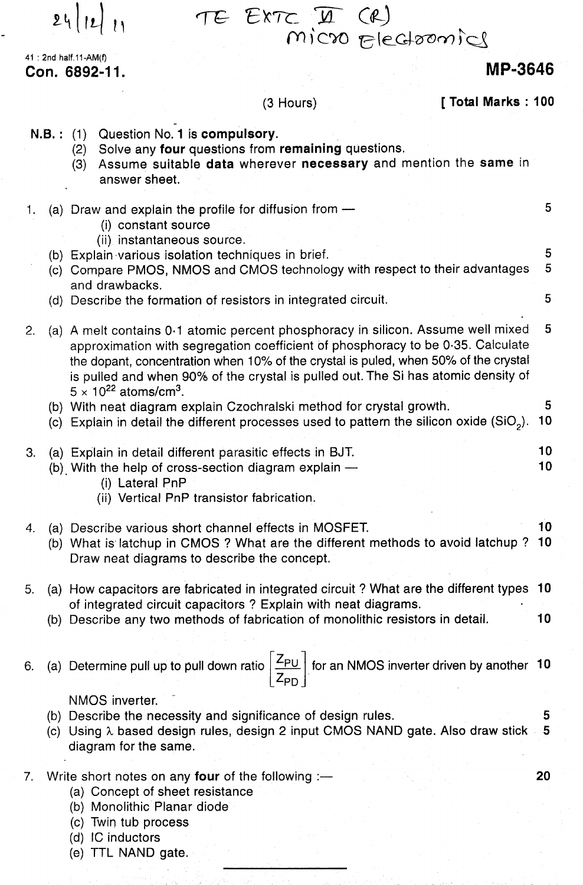24|12|11 TE EXTC VI (R) Micro Electronics

41 : 2nd half.11-AM(f)

**Con. 6892-11.** **MP-3646**

(3 Hours) **[ Total Marks : 100**

**N.B. :** (1) Question No. **1** is **compulsory**.
(2) Solve any **four** questions from **remaining** questions.
(3) Assume suitable **data** wherever **necessary** and mention the **same** in answer sheet.

1. (a) Draw and explain the profile for diffusion from — (i) constant source (ii) instantaneous source. **5**
   (b) Explain various isolation techniques in brief. **5**
   (c) Compare PMOS, NMOS and CMOS technology with respect to their advantages and drawbacks. **5**
   (d) Describe the formation of resistors in integrated circuit. **5**

2. (a) A melt contains 0·1 atomic percent phosphoracy in silicon. Assume well mixed approximation with segregation coefficient of phosphoracy to be 0·35. Calculate the dopant, concentration when 10% of the crystal is puled, when 50% of the crystal is pulled and when 90% of the crystal is pulled out. The Si has atomic density of $5 \times 10^{22}$ atoms/cm$^3$. **5**
   (b) With neat diagram explain Czochralski method for crystal growth. **5**
   (c) Explain in detail the different processes used to pattern the silicon oxide ($SiO_2$). **10**

3. (a) Explain in detail different parasitic effects in BJT. **10**
   (b) With the help of cross-section diagram explain — (i) Lateral PnP (ii) Vertical PnP transistor fabrication. **10**

4. (a) Describe various short channel effects in MOSFET. **10**
   (b) What is latchup in CMOS ? What are the different methods to avoid latchup ? Draw neat diagrams to describe the concept. **10**

5. (a) How capacitors are fabricated in integrated circuit ? What are the different types of integrated circuit capacitors ? Explain with neat diagrams. **10**
   (b) Describe any two methods of fabrication of monolithic resistors in detail. **10**

6. (a) Determine pull up to pull down ratio $\left[\frac{Z_{PU}}{Z_{PD}}\right]$ for an NMOS inverter driven by another NMOS inverter. **10**
   (b) Describe the necessity and significance of design rules. **5**
   (c) Using $\lambda$ based design rules, design 2 input CMOS NAND gate. Also draw stick diagram for the same. **5**

7. Write short notes on any **four** of the following :— **20**
   (a) Concept of sheet resistance
   (b) Monolithic Planar diode
   (c) Twin tub process
   (d) IC inductors
   (e) TTL NAND gate.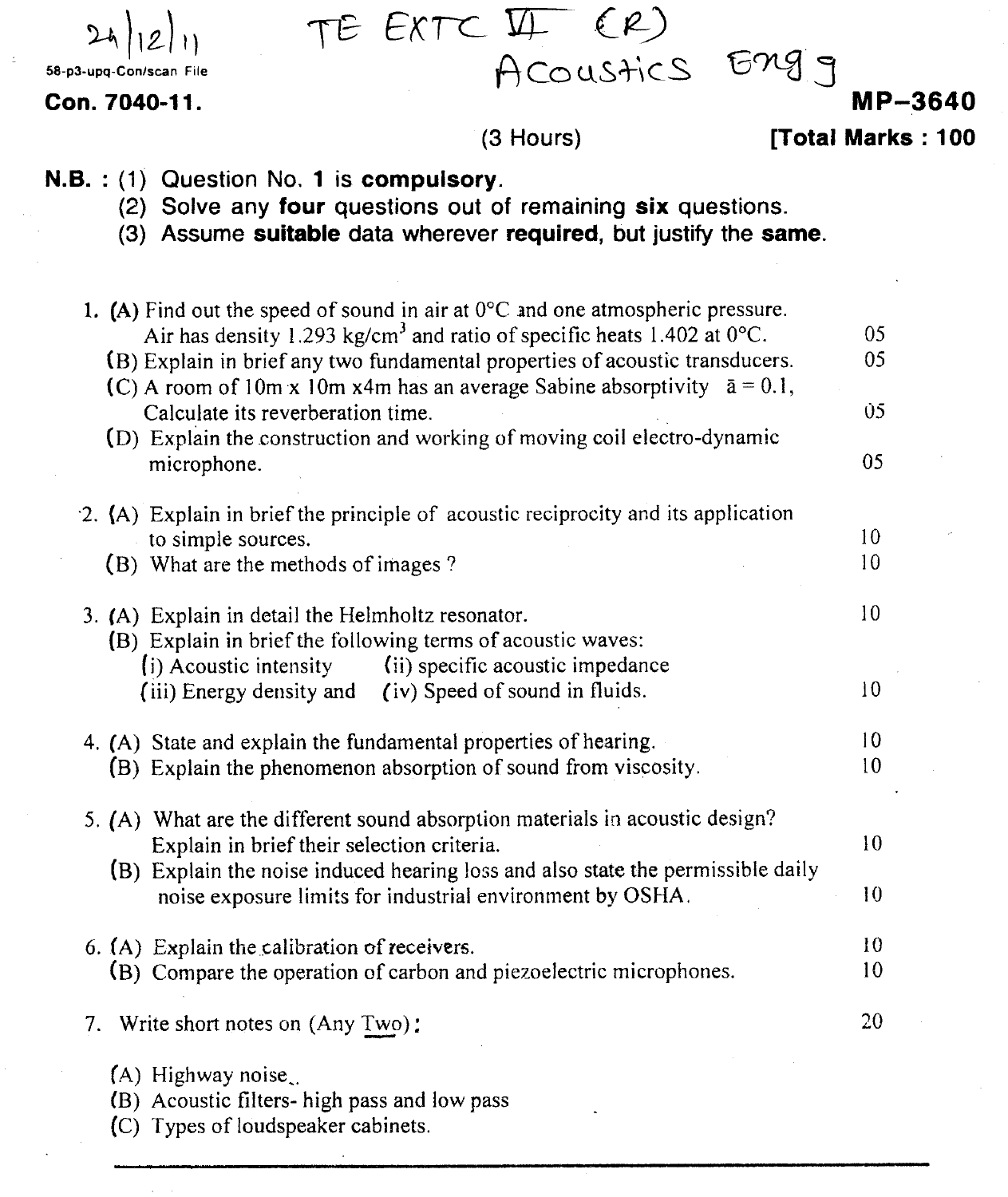24/12/11 TE EXTC VI (R) Acoustics Engg

58-p3-upq-Con/scan File

**Con. 7040-11.** **MP-3640**

(3 Hours) **[Total Marks : 100**

**N.B. :** (1) Question No. 1 is **compulsory**.
(2) Solve any **four** questions out of remaining **six** questions.
(3) Assume **suitable** data wherever **required**, but justify the **same**.

1. (A) Find out the speed of sound in air at 0°C and one atmospheric pressure. Air has density 1.293 $kg/cm^3$ and ratio of specific heats 1.402 at 0°C. — 05
   (B) Explain in brief any two fundamental properties of acoustic transducers. — 05
   (C) A room of 10m x 10m x4m has an average Sabine absorptivity $\bar{a} = 0.1$, Calculate its reverberation time. — 05
   (D) Explain the construction and working of moving coil electro-dynamic microphone. — 05

2. (A) Explain in brief the principle of acoustic reciprocity and its application to simple sources. — 10
   (B) What are the methods of images ? — 10

3. (A) Explain in detail the Helmholtz resonator. — 10
   (B) Explain in brief the following terms of acoustic waves:
   (i) Acoustic intensity (ii) specific acoustic impedance
   (iii) Energy density and (iv) Speed of sound in fluids. — 10

4. (A) State and explain the fundamental properties of hearing. — 10
   (B) Explain the phenomenon absorption of sound from viscosity. — 10

5. (A) What are the different sound absorption materials in acoustic design? Explain in brief their selection criteria. — 10
   (B) Explain the noise induced hearing loss and also state the permissible daily noise exposure limits for industrial environment by OSHA. — 10

6. (A) Explain the calibration of receivers. — 10
   (B) Compare the operation of carbon and piezoelectric microphones. — 10

7. Write short notes on (Any Two): — 20
   (A) Highway noise.
   (B) Acoustic filters- high pass and low pass
   (C) Types of loudspeaker cabinets.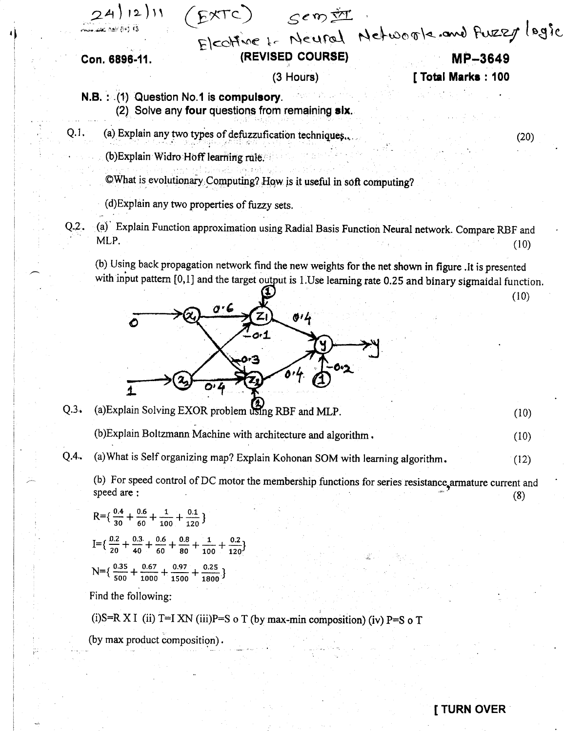24/12/11 (EXTC) Sem VI

Elective :- Neural Network and Fuzzy logic

**Con. 6896-11.** **(REVISED COURSE)** **MP-3649**

(3 Hours) **[ Total Marks : 100**

**N.B. :** (1) Question No.1 is **compulsory**.
(2) Solve any **four** questions from remaining **six**.

**Q.1.** (a) Explain any two types of defuzzufication techniques. **(20)**

(b) Explain Widro Hoff learning rule.

(c) What is evolutionary Computing? How is it useful in soft computing?

(d) Explain any two properties of fuzzy sets.

**Q.2.** (a) Explain Function approximation using Radial Basis Function Neural network. Compare RBF and MLP. **(10)**

(b) Using back propagation network find the new weights for the net shown in figure. It is presented with input pattern [0,1] and the target output is 1. Use learning rate 0.25 and binary sigmaidal function. **(10)**

0 → $x_1$; 1 → $x_2$
$x_1$ → $z_1$: 0.6; $x_1$ → $z_2$: −0.3
$x_2$ → $z_1$: −0.1; $x_2$ → $z_2$: 0.4
bias (1) → $z_1$: 0.3; bias (1) → $z_2$: 0.5
$z_1$ → y: 0.4; $z_2$ → y: 0.1
bias (1) → y: −0.2

**Q.3.** (a) Explain Solving EXOR problem using RBF and MLP. **(10)**

(b) Explain Boltzmann Machine with architecture and algorithm. **(10)**

**Q.4.** (a) What is Self organizing map? Explain Kohonan SOM with learning algorithm. **(12)**

(b) For speed control of DC motor the membership functions for series resistance, armature current and speed are : **(8)**

$$R=\left\{ \frac{0.4}{30} + \frac{0.6}{60} + \frac{1}{100} + \frac{0.1}{120} \right\}$$

$$I=\left\{ \frac{0.2}{20} + \frac{0.3}{40} + \frac{0.6}{60} + \frac{0.8}{80} + \frac{1}{100} + \frac{0.2}{120} \right\}$$

$$N=\left\{ \frac{0.35}{500} + \frac{0.67}{1000} + \frac{0.97}{1500} + \frac{0.25}{1800} \right\}$$

Find the following:

(i) $S=R \times I$ (ii) $T=I \times N$ (iii) $P=S \circ T$ (by max-min composition) (iv) $P=S \circ T$ (by max product composition).

**[ TURN OVER**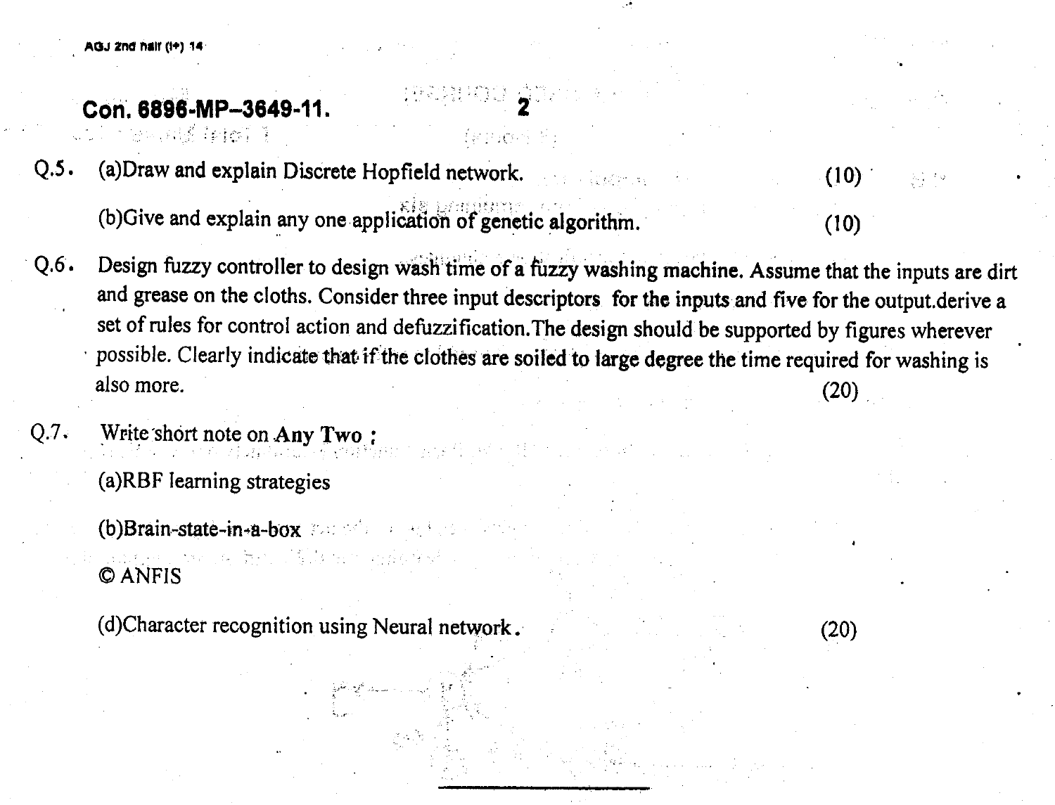Q.5. (a)Draw and explain Discrete Hopfield network. (10)

(b)Give and explain any one application of genetic algorithm. (10)

Q.6. Design fuzzy controller to design wash time of a fuzzy washing machine. Assume that the inputs are dirt and grease on the cloths. Consider three input descriptors for the inputs and five for the output.derive a set of rules for control action and defuzzification.The design should be supported by figures wherever possible. Clearly indicate that if the clothes are soiled to large degree the time required for washing is also more. (20)

Q.7. Write short note on **Any Two** :

(a)RBF learning strategies

(b)Brain-state-in-a-box

© ANFIS

(d)Character recognition using Neural network. (20)